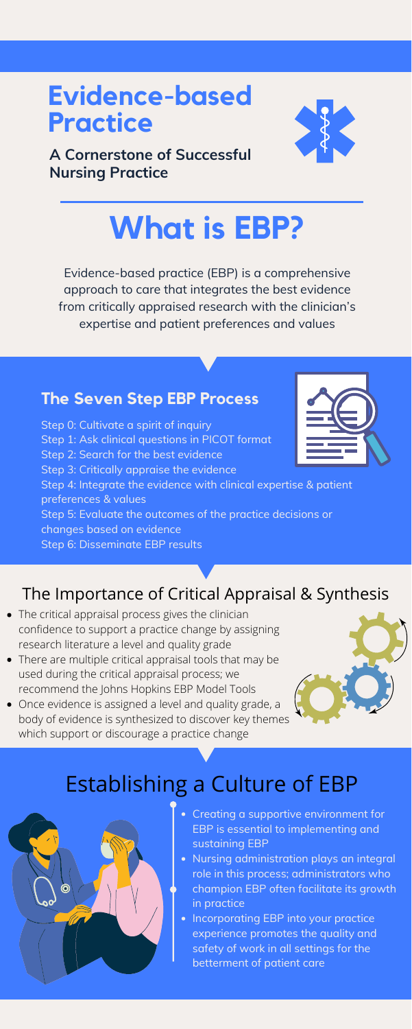# Evidence-based Practice

**A Cornerstone of Successful Nursing Practice**

# What is EBP?

Evidence-based practice (EBP) is a comprehensive approach to care that integrates the best evidence from critically appraised research with the clinician's expertise and patient preferences and values

## The Seven Step EBP Process

Step 0: Cultivate a spirit of inquiry
Step 1: Ask clinical questions in PICOT format
Step 2: Search for the best evidence
Step 3: Critically appraise the evidence
Step 4: Integrate the evidence with clinical expertise & patient preferences & values
Step 5: Evaluate the outcomes of the practice decisions or changes based on evidence
Step 6: Disseminate EBP results

## The Importance of Critical Appraisal & Synthesis

- The critical appraisal process gives the clinician confidence to support a practice change by assigning research literature a level and quality grade
- There are multiple critical appraisal tools that may be used during the critical appraisal process; we recommend the Johns Hopkins EBP Model Tools
- Once evidence is assigned a level and quality grade, a body of evidence is synthesized to discover key themes which support or discourage a practice change

## Establishing a Culture of EBP

- Creating a supportive environment for EBP is essential to implementing and sustaining EBP
- Nursing administration plays an integral role in this process; administrators who champion EBP often facilitate its growth in practice
- Incorporating EBP into your practice experience promotes the quality and safety of work in all settings for the betterment of patient care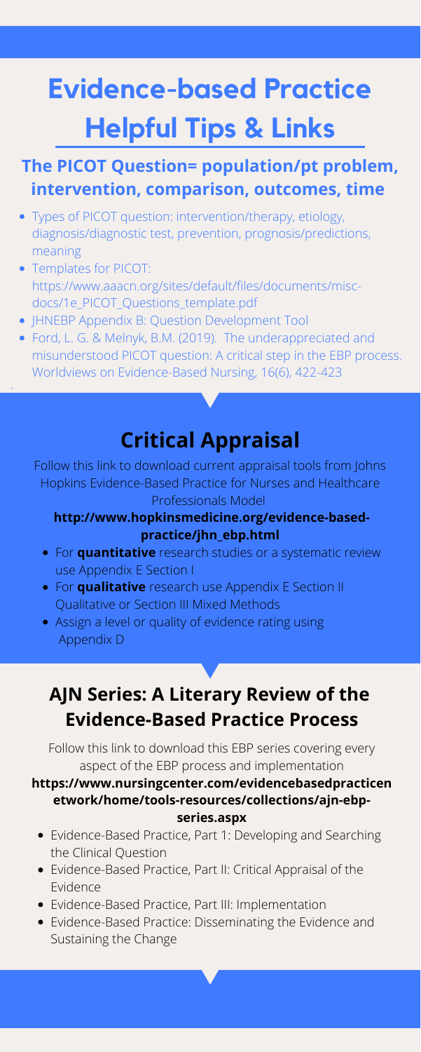# Evidence-based Practice Helpful Tips & Links

## The PICOT Question= population/pt problem, intervention, comparison, outcomes, time

- Types of PICOT question: intervention/therapy, etiology, diagnosis/diagnostic test, prevention, prognosis/predictions, meaning
- Templates for PICOT: https://www.aaacn.org/sites/default/files/documents/misc-docs/1e_PICOT_Questions_template.pdf
- JHNEBP Appendix B: Question Development Tool
- Ford, L. G. & Melnyk, B.M. (2019). The underappreciated and misunderstood PICOT question: A critical step in the EBP process. Worldviews on Evidence-Based Nursing, 16(6), 422-423

## Critical Appraisal

Follow this link to download current appraisal tools from Johns Hopkins Evidence-Based Practice for Nurses and Healthcare Professionals Model

**http://www.hopkinsmedicine.org/evidence-based-practice/jhn_ebp.html**

- For **quantitative** research studies or a systematic review use Appendix E Section I
- For **qualitative** research use Appendix E Section II Qualitative or Section III Mixed Methods
- Assign a level or quality of evidence rating using Appendix D

## AJN Series: A Literary Review of the Evidence-Based Practice Process

Follow this link to download this EBP series covering every aspect of the EBP process and implementation

**https://www.nursingcenter.com/evidencebasedpracticenetwork/home/tools-resources/collections/ajn-ebp-series.aspx**

- Evidence-Based Practice, Part 1: Developing and Searching the Clinical Question
- Evidence-Based Practice, Part II: Critical Appraisal of the Evidence
- Evidence-Based Practice, Part III: Implementation
- Evidence-Based Practice: Disseminating the Evidence and Sustaining the Change